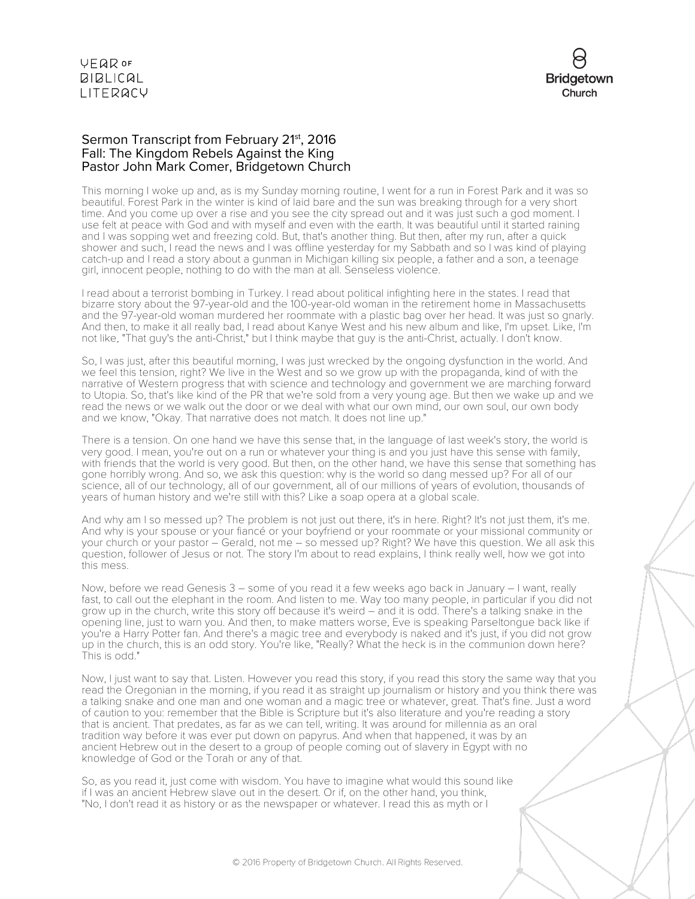# Sermon Transcript from February 21st, 2016
## Fall: The Kingdom Rebels Against the King
## Pastor John Mark Comer, Bridgetown Church

This morning I woke up and, as is my Sunday morning routine, I went for a run in Forest Park and it was so beautiful. Forest Park in the winter is kind of laid bare and the sun was breaking through for a very short time. And you come up over a rise and you see the city spread out and it was just such a god moment. I use felt at peace with God and with myself and even with the earth. It was beautiful until it started raining and I was sopping wet and freezing cold. But, that's another thing. But then, after my run, after a quick shower and such, I read the news and I was offline yesterday for my Sabbath and so I was kind of playing catch-up and I read a story about a gunman in Michigan killing six people, a father and a son, a teenage girl, innocent people, nothing to do with the man at all. Senseless violence.

I read about a terrorist bombing in Turkey. I read about political infighting here in the states. I read that bizarre story about the 97-year-old and the 100-year-old woman in the retirement home in Massachusetts and the 97-year-old woman murdered her roommate with a plastic bag over her head. It was just so gnarly. And then, to make it all really bad, I read about Kanye West and his new album and like, I'm upset. Like, I'm not like, "That guy's the anti-Christ," but I think maybe that guy is the anti-Christ, actually. I don't know.

So, I was just, after this beautiful morning, I was just wrecked by the ongoing dysfunction in the world. And we feel this tension, right? We live in the West and so we grow up with the propaganda, kind of with the narrative of Western progress that with science and technology and government we are marching forward to Utopia. So, that's like kind of the PR that we're sold from a very young age. But then we wake up and we read the news or we walk out the door or we deal with what our own mind, our own soul, our own body and we know, "Okay. That narrative does not match. It does not line up."

There is a tension. On one hand we have this sense that, in the language of last week's story, the world is very good. I mean, you're out on a run or whatever your thing is and you just have this sense with family, with friends that the world is very good. But then, on the other hand, we have this sense that something has gone horribly wrong. And so, we ask this question: why is the world so dang messed up? For all of our science, all of our technology, all of our government, all of our millions of years of evolution, thousands of years of human history and we're still with this? Like a soap opera at a global scale.

And why am I so messed up? The problem is not just out there, it's in here. Right? It's not just them, it's me. And why is your spouse or your fiancé or your boyfriend or your roommate or your missional community or your church or your pastor – Gerald, not me – so messed up? Right? We have this question. We all ask this question, follower of Jesus or not. The story I'm about to read explains, I think really well, how we got into this mess.

Now, before we read Genesis 3 – some of you read it a few weeks ago back in January – I want, really fast, to call out the elephant in the room. And listen to me. Way too many people, in particular if you did not grow up in the church, write this story off because it's weird – and it is odd. There's a talking snake in the opening line, just to warn you. And then, to make matters worse, Eve is speaking Parseltongue back like if you're a Harry Potter fan. And there's a magic tree and everybody is naked and it's just, if you did not grow up in the church, this is an odd story. You're like, "Really? What the heck is in the communion down here? This is odd."

Now, I just want to say that. Listen. However you read this story, if you read this story the same way that you read the Oregonian in the morning, if you read it as straight up journalism or history and you think there was a talking snake and one man and one woman and a magic tree or whatever, great. That's fine. Just a word of caution to you: remember that the Bible is Scripture but it's also literature and you're reading a story that is ancient. That predates, as far as we can tell, writing. It was around for millennia as an oral tradition way before it was ever put down on papyrus. And when that happened, it was by an ancient Hebrew out in the desert to a group of people coming out of slavery in Egypt with no knowledge of God or the Torah or any of that.

So, as you read it, just come with wisdom. You have to imagine what would this sound like if I was an ancient Hebrew slave out in the desert. Or if, on the other hand, you think, "No, I don't read it as history or as the newspaper or whatever. I read this as myth or I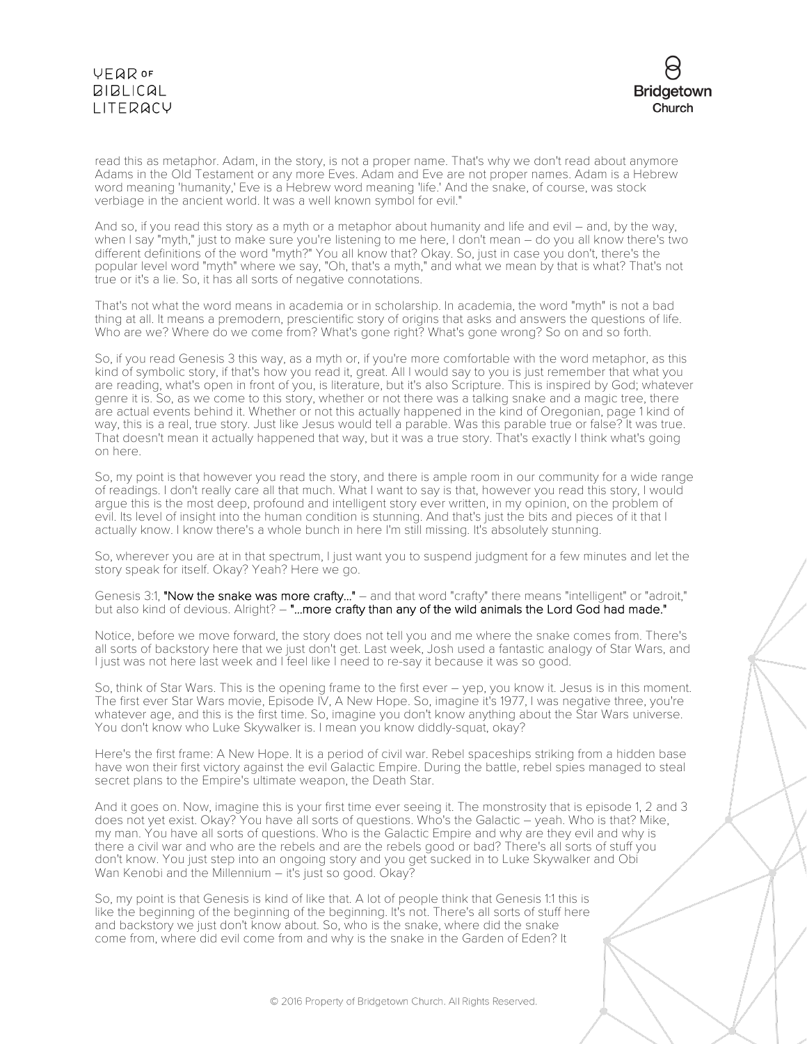read this as metaphor. Adam, in the story, is not a proper name. That's why we don't read about anymore Adams in the Old Testament or any more Eves. Adam and Eve are not proper names. Adam is a Hebrew word meaning 'humanity,' Eve is a Hebrew word meaning 'life.' And the snake, of course, was stock verbiage in the ancient world. It was a well known symbol for evil."

And so, if you read this story as a myth or a metaphor about humanity and life and evil – and, by the way, when I say "myth," just to make sure you're listening to me here, I don't mean – do you all know there's two different definitions of the word "myth?" You all know that? Okay. So, just in case you don't, there's the popular level word "myth" where we say, "Oh, that's a myth," and what we mean by that is what? That's not true or it's a lie. So, it has all sorts of negative connotations.

That's not what the word means in academia or in scholarship. In academia, the word "myth" is not a bad thing at all. It means a premodern, prescientific story of origins that asks and answers the questions of life. Who are we? Where do we come from? What's gone right? What's gone wrong? So on and so forth.

So, if you read Genesis 3 this way, as a myth or, if you're more comfortable with the word metaphor, as this kind of symbolic story, if that's how you read it, great. All I would say to you is just remember that what you are reading, what's open in front of you, is literature, but it's also Scripture. This is inspired by God; whatever genre it is. So, as we come to this story, whether or not there was a talking snake and a magic tree, there are actual events behind it. Whether or not this actually happened in the kind of Oregonian, page 1 kind of way, this is a real, true story. Just like Jesus would tell a parable. Was this parable true or false? It was true. That doesn't mean it actually happened that way, but it was a true story. That's exactly I think what's going on here.

So, my point is that however you read the story, and there is ample room in our community for a wide range of readings. I don't really care all that much. What I want to say is that, however you read this story, I would argue this is the most deep, profound and intelligent story ever written, in my opinion, on the problem of evil. Its level of insight into the human condition is stunning. And that's just the bits and pieces of it that I actually know. I know there's a whole bunch in here I'm still missing. It's absolutely stunning.

So, wherever you are at in that spectrum, I just want you to suspend judgment for a few minutes and let the story speak for itself. Okay? Yeah? Here we go.

Genesis 3:1, **"Now the snake was more crafty..."** – and that word "crafty" there means "intelligent" or "adroit," but also kind of devious. Alright? – **"...more crafty than any of the wild animals the Lord God had made."**

Notice, before we move forward, the story does not tell you and me where the snake comes from. There's all sorts of backstory here that we just don't get. Last week, Josh used a fantastic analogy of Star Wars, and I just was not here last week and I feel like I need to re-say it because it was so good.

So, think of Star Wars. This is the opening frame to the first ever – yep, you know it. Jesus is in this moment. The first ever Star Wars movie, Episode IV, A New Hope. So, imagine it's 1977, I was negative three, you're whatever age, and this is the first time. So, imagine you don't know anything about the Star Wars universe. You don't know who Luke Skywalker is. I mean you know diddly-squat, okay?

Here's the first frame: A New Hope. It is a period of civil war. Rebel spaceships striking from a hidden base have won their first victory against the evil Galactic Empire. During the battle, rebel spies managed to steal secret plans to the Empire's ultimate weapon, the Death Star.

And it goes on. Now, imagine this is your first time ever seeing it. The monstrosity that is episode 1, 2 and 3 does not yet exist. Okay? You have all sorts of questions. Who's the Galactic – yeah. Who is that? Mike, my man. You have all sorts of questions. Who is the Galactic Empire and why are they evil and why is there a civil war and who are the rebels and are the rebels good or bad? There's all sorts of stuff you don't know. You just step into an ongoing story and you get sucked in to Luke Skywalker and Obi Wan Kenobi and the Millennium – it's just so good. Okay?

So, my point is that Genesis is kind of like that. A lot of people think that Genesis 1:1 this is like the beginning of the beginning of the beginning. It's not. There's all sorts of stuff here and backstory we just don't know about. So, who is the snake, where did the snake come from, where did evil come from and why is the snake in the Garden of Eden? It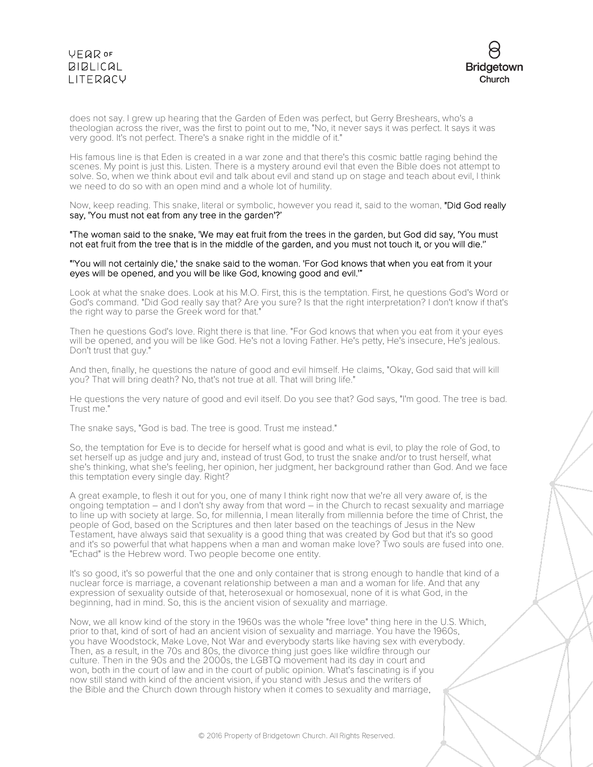does not say. I grew up hearing that the Garden of Eden was perfect, but Gerry Breshears, who's a theologian across the river, was the first to point out to me, "No, it never says it was perfect. It says it was very good. It's not perfect. There's a snake right in the middle of it."

His famous line is that Eden is created in a war zone and that there's this cosmic battle raging behind the scenes. My point is just this. Listen. There is a mystery around evil that even the Bible does not attempt to solve. So, when we think about evil and talk about evil and stand up on stage and teach about evil, I think we need to do so with an open mind and a whole lot of humility.

Now, keep reading. This snake, literal or symbolic, however you read it, said to the woman, "Did God really say, 'You must not eat from any tree in the garden'?'

"The woman said to the snake, 'We may eat fruit from the trees in the garden, but God did say, 'You must not eat fruit from the tree that is in the middle of the garden, and you must not touch it, or you will die.''

"'You will not certainly die,' the snake said to the woman. 'For God knows that when you eat from it your eyes will be opened, and you will be like God, knowing good and evil.'"

Look at what the snake does. Look at his M.O. First, this is the temptation. First, he questions God's Word or God's command. "Did God really say that? Are you sure? Is that the right interpretation? I don't know if that's the right way to parse the Greek word for that."

Then he questions God's love. Right there is that line. "For God knows that when you eat from it your eyes will be opened, and you will be like God. He's not a loving Father. He's petty, He's insecure, He's jealous. Don't trust that guy."

And then, finally, he questions the nature of good and evil himself. He claims, "Okay, God said that will kill you? That will bring death? No, that's not true at all. That will bring life."

He questions the very nature of good and evil itself. Do you see that? God says, "I'm good. The tree is bad. Trust me."

The snake says, "God is bad. The tree is good. Trust me instead."

So, the temptation for Eve is to decide for herself what is good and what is evil, to play the role of God, to set herself up as judge and jury and, instead of trust God, to trust the snake and/or to trust herself, what she's thinking, what she's feeling, her opinion, her judgment, her background rather than God. And we face this temptation every single day. Right?

A great example, to flesh it out for you, one of many I think right now that we're all very aware of, is the ongoing temptation – and I don't shy away from that word – in the Church to recast sexuality and marriage to line up with society at large. So, for millennia, I mean literally from millennia before the time of Christ, the people of God, based on the Scriptures and then later based on the teachings of Jesus in the New Testament, have always said that sexuality is a good thing that was created by God but that it's so good and it's so powerful that what happens when a man and woman make love? Two souls are fused into one. "Echad" is the Hebrew word. Two people become one entity.

It's so good, it's so powerful that the one and only container that is strong enough to handle that kind of a nuclear force is marriage, a covenant relationship between a man and a woman for life. And that any expression of sexuality outside of that, heterosexual or homosexual, none of it is what God, in the beginning, had in mind. So, this is the ancient vision of sexuality and marriage.

Now, we all know kind of the story in the 1960s was the whole "free love" thing here in the U.S. Which, prior to that, kind of sort of had an ancient vision of sexuality and marriage. You have the 1960s, you have Woodstock, Make Love, Not War and everybody starts like having sex with everybody. Then, as a result, in the 70s and 80s, the divorce thing just goes like wildfire through our culture. Then in the 90s and the 2000s, the LGBTQ movement had its day in court and won, both in the court of law and in the court of public opinion. What's fascinating is if you now still stand with kind of the ancient vision, if you stand with Jesus and the writers of the Bible and the Church down through history when it comes to sexuality and marriage,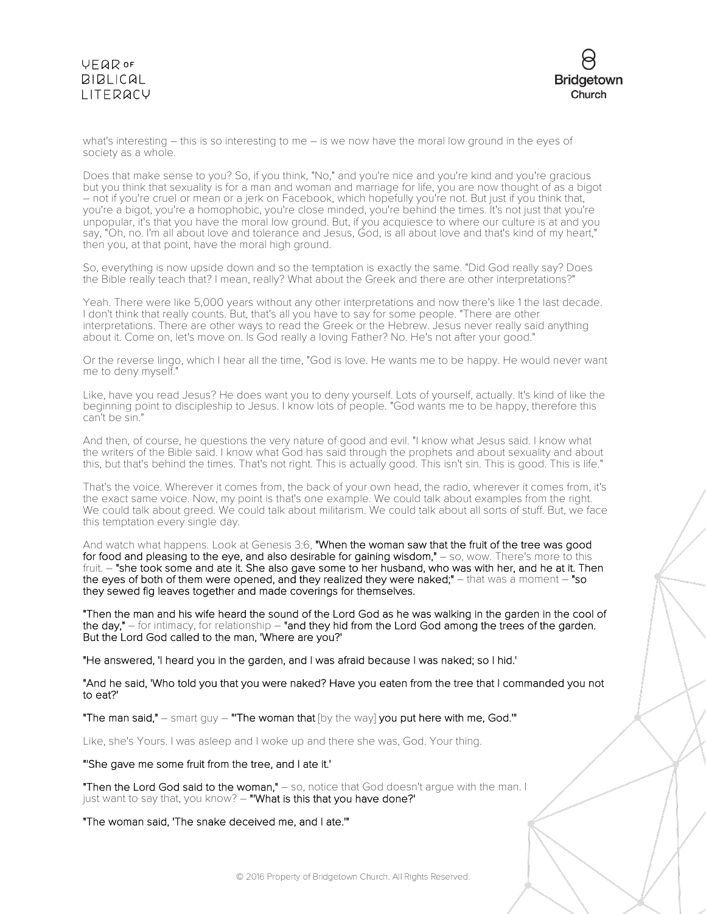what's interesting – this is so interesting to me – is we now have the moral low ground in the eyes of society as a whole.

Does that make sense to you? So, if you think, "No," and you're nice and you're kind and you're gracious but you think that sexuality is for a man and woman and marriage for life, you are now thought of as a bigot – not if you're cruel or mean or a jerk on Facebook, which hopefully you're not. But just if you think that, you're a bigot, you're a homophobic, you're close minded, you're behind the times. It's not just that you're unpopular, it's that you have the moral low ground. But, if you acquiesce to where our culture is at and you say, "Oh, no. I'm all about love and tolerance and Jesus, God, is all about love and that's kind of my heart," then you, at that point, have the moral high ground.

So, everything is now upside down and so the temptation is exactly the same. "Did God really say? Does the Bible really teach that? I mean, really? What about the Greek and there are other interpretations?"

Yeah. There were like 5,000 years without any other interpretations and now there's like 1 the last decade. I don't think that really counts. But, that's all you have to say for some people. "There are other interpretations. There are other ways to read the Greek or the Hebrew. Jesus never really said anything about it. Come on, let's move on. Is God really a loving Father? No. He's not after your good."

Or the reverse lingo, which I hear all the time, "God is love. He wants me to be happy. He would never want me to deny myself."

Like, have you read Jesus? He does want you to deny yourself. Lots of yourself, actually. It's kind of like the beginning point to discipleship to Jesus. I know lots of people. "God wants me to be happy, therefore this can't be sin."

And then, of course, he questions the very nature of good and evil. "I know what Jesus said. I know what the writers of the Bible said. I know what God has said through the prophets and about sexuality and about this, but that's behind the times. That's not right. This is actually good. This isn't sin. This is good. This is life."

That's the voice. Wherever it comes from, the back of your own head, the radio, wherever it comes from, it's the exact same voice. Now, my point is that's one example. We could talk about examples from the right. We could talk about greed. We could talk about militarism. We could talk about all sorts of stuff. But, we face this temptation every single day.

And watch what happens. Look at Genesis 3:6, **"When the woman saw that the fruit of the tree was good for food and pleasing to the eye, and also desirable for gaining wisdom,"** – so, wow. There's more to this fruit. – **"she took some and ate it. She also gave some to her husband, who was with her, and he ate it. Then the eyes of both of them were opened, and they realized they were naked;"** – that was a moment – **"so they sewed fig leaves together and made coverings for themselves.**

**"Then the man and his wife heard the sound of the Lord God as he was walking in the garden in the cool of the day,"** – for intimacy, for relationship – **"and they hid from the Lord God among the trees of the garden. But the Lord God called to the man, 'Where are you?'**

**"He answered, 'I heard you in the garden, and I was afraid because I was naked; so I hid.'**

**"And he said, 'Who told you that you were naked? Have you eaten from the tree that I commanded you not to eat?'**

**"The man said,"** – smart guy – **"'The woman that** [by the way] **you put here with me, God.'"**

Like, she's Yours. I was asleep and I woke up and there she was, God. Your thing.

**"'She gave me some fruit from the tree, and I ate it.'**

**"Then the Lord God said to the woman,"** – so, notice that God doesn't argue with the man. I just want to say that, you know? – **"'What is this that you have done?'**

**"The woman said, 'The snake deceived me, and I ate.'"**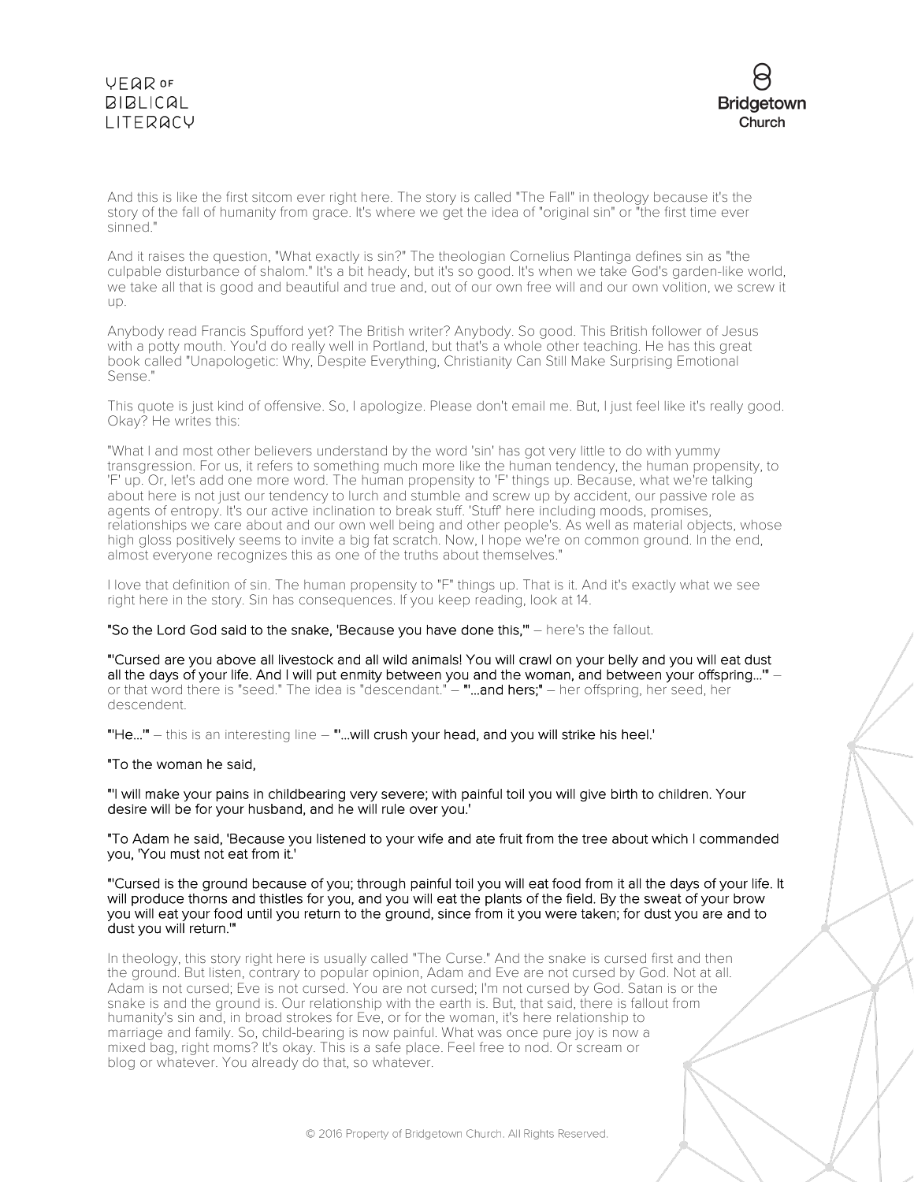And this is like the first sitcom ever right here. The story is called "The Fall" in theology because it's the story of the fall of humanity from grace. It's where we get the idea of "original sin" or "the first time ever sinned."

And it raises the question, "What exactly is sin?" The theologian Cornelius Plantinga defines sin as "the culpable disturbance of shalom." It's a bit heady, but it's so good. It's when we take God's garden-like world, we take all that is good and beautiful and true and, out of our own free will and our own volition, we screw it up.

Anybody read Francis Spufford yet? The British writer? Anybody. So good. This British follower of Jesus with a potty mouth. You'd do really well in Portland, but that's a whole other teaching. He has this great book called "Unapologetic: Why, Despite Everything, Christianity Can Still Make Surprising Emotional Sense."

This quote is just kind of offensive. So, I apologize. Please don't email me. But, I just feel like it's really good. Okay? He writes this:

"What I and most other believers understand by the word 'sin' has got very little to do with yummy transgression. For us, it refers to something much more like the human tendency, the human propensity, to 'F' up. Or, let's add one more word. The human propensity to 'F' things up. Because, what we're talking about here is not just our tendency to lurch and stumble and screw up by accident, our passive role as agents of entropy. It's our active inclination to break stuff. 'Stuff' here including moods, promises, relationships we care about and our own well being and other people's. As well as material objects, whose high gloss positively seems to invite a big fat scratch. Now, I hope we're on common ground. In the end, almost everyone recognizes this as one of the truths about themselves."

I love that definition of sin. The human propensity to "F" things up. That is it. And it's exactly what we see right here in the story. Sin has consequences. If you keep reading, look at 14.

**"So the Lord God said to the snake, 'Because you have done this,'"** – here's the fallout.

**"'Cursed are you above all livestock and all wild animals! You will crawl on your belly and you will eat dust all the days of your life. And I will put enmity between you and the woman, and between your offspring...'"** – or that word there is "seed." The idea is "descendant." – **"'...and hers;"** – her offspring, her seed, her descendent.

**"'He...'"** – this is an interesting line – **"'...will crush your head, and you will strike his heel.'**

**"To the woman he said,**

**"'I will make your pains in childbearing very severe; with painful toil you will give birth to children. Your desire will be for your husband, and he will rule over you.'**

**"To Adam he said, 'Because you listened to your wife and ate fruit from the tree about which I commanded you, 'You must not eat from it.'**

**"'Cursed is the ground because of you; through painful toil you will eat food from it all the days of your life. It will produce thorns and thistles for you, and you will eat the plants of the field. By the sweat of your brow you will eat your food until you return to the ground, since from it you were taken; for dust you are and to dust you will return.'"**

In theology, this story right here is usually called "The Curse." And the snake is cursed first and then the ground. But listen, contrary to popular opinion, Adam and Eve are not cursed by God. Not at all. Adam is not cursed; Eve is not cursed. You are not cursed; I'm not cursed by God. Satan is or the snake is and the ground is. Our relationship with the earth is. But, that said, there is fallout from humanity's sin and, in broad strokes for Eve, or for the woman, it's here relationship to marriage and family. So, child-bearing is now painful. What was once pure joy is now a mixed bag, right moms? It's okay. This is a safe place. Feel free to nod. Or scream or blog or whatever. You already do that, so whatever.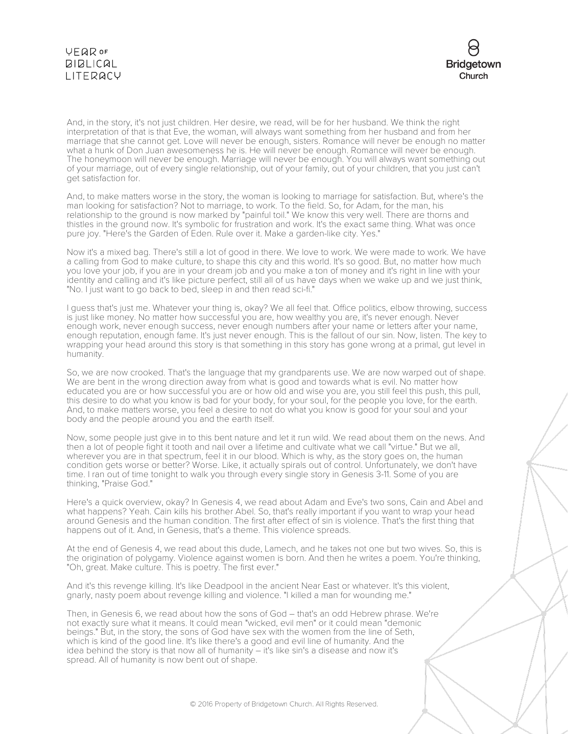And, in the story, it's not just children. Her desire, we read, will be for her husband. We think the right interpretation of that is that Eve, the woman, will always want something from her husband and from her marriage that she cannot get. Love will never be enough, sisters. Romance will never be enough no matter what a hunk of Don Juan awesomeness he is. He will never be enough. Romance will never be enough. The honeymoon will never be enough. Marriage will never be enough. You will always want something out of your marriage, out of every single relationship, out of your family, out of your children, that you just can't get satisfaction for.

And, to make matters worse in the story, the woman is looking to marriage for satisfaction. But, where's the man looking for satisfaction? Not to marriage, to work. To the field. So, for Adam, for the man, his relationship to the ground is now marked by "painful toil." We know this very well. There are thorns and thistles in the ground now. It's symbolic for frustration and work. It's the exact same thing. What was once pure joy. "Here's the Garden of Eden. Rule over it. Make a garden-like city. Yes."

Now it's a mixed bag. There's still a lot of good in there. We love to work. We were made to work. We have a calling from God to make culture, to shape this city and this world. It's so good. But, no matter how much you love your job, if you are in your dream job and you make a ton of money and it's right in line with your identity and calling and it's like picture perfect, still all of us have days when we wake up and we just think, "No. I just want to go back to bed, sleep in and then read sci-fi."

I guess that's just me. Whatever your thing is, okay? We all feel that. Office politics, elbow throwing, success is just like money. No matter how successful you are, how wealthy you are, it's never enough. Never enough work, never enough success, never enough numbers after your name or letters after your name, enough reputation, enough fame. It's just never enough. This is the fallout of our sin. Now, listen. The key to wrapping your head around this story is that something in this story has gone wrong at a primal, gut level in humanity.

So, we are now crooked. That's the language that my grandparents use. We are now warped out of shape. We are bent in the wrong direction away from what is good and towards what is evil. No matter how educated you are or how successful you are or how old and wise you are, you still feel this push, this pull, this desire to do what you know is bad for your body, for your soul, for the people you love, for the earth. And, to make matters worse, you feel a desire to not do what you know is good for your soul and your body and the people around you and the earth itself.

Now, some people just give in to this bent nature and let it run wild. We read about them on the news. And then a lot of people fight it tooth and nail over a lifetime and cultivate what we call "virtue." But we all, wherever you are in that spectrum, feel it in our blood. Which is why, as the story goes on, the human condition gets worse or better? Worse. Like, it actually spirals out of control. Unfortunately, we don't have time. I ran out of time tonight to walk you through every single story in Genesis 3-11. Some of you are thinking, "Praise God."

Here's a quick overview, okay? In Genesis 4, we read about Adam and Eve's two sons, Cain and Abel and what happens? Yeah. Cain kills his brother Abel. So, that's really important if you want to wrap your head around Genesis and the human condition. The first after effect of sin is violence. That's the first thing that happens out of it. And, in Genesis, that's a theme. This violence spreads.

At the end of Genesis 4, we read about this dude, Lamech, and he takes not one but two wives. So, this is the origination of polygamy. Violence against women is born. And then he writes a poem. You're thinking, "Oh, great. Make culture. This is poetry. The first ever."

And it's this revenge killing. It's like Deadpool in the ancient Near East or whatever. It's this violent, gnarly, nasty poem about revenge killing and violence. "I killed a man for wounding me."

Then, in Genesis 6, we read about how the sons of God – that's an odd Hebrew phrase. We're not exactly sure what it means. It could mean "wicked, evil men" or it could mean "demonic beings." But, in the story, the sons of God have sex with the women from the line of Seth, which is kind of the good line. It's like there's a good and evil line of humanity. And the idea behind the story is that now all of humanity – it's like sin's a disease and now it's spread. All of humanity is now bent out of shape.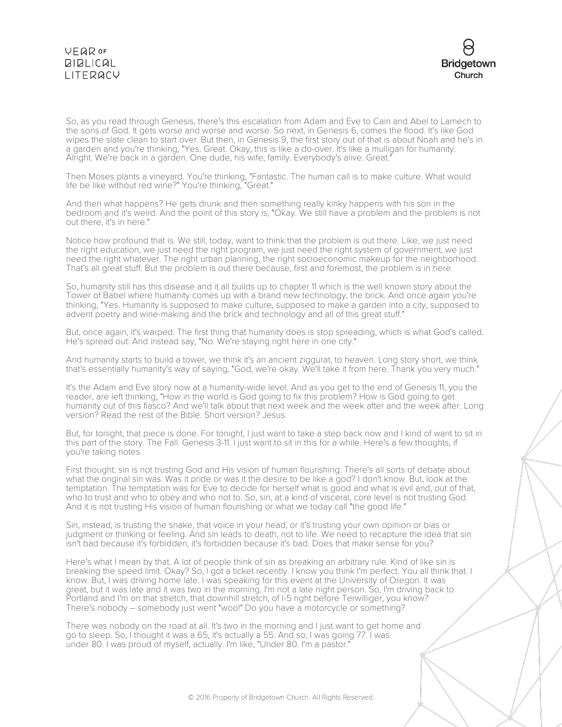So, as you read through Genesis, there's this escalation from Adam and Eve to Cain and Abel to Lamech to the sons of God. It gets worse and worse and worse. So next, in Genesis 6, comes the flood. It's like God wipes the slate clean to start over. But then, in Genesis 9, the first story out of that is about Noah and he's in a garden and you're thinking, "Yes. Great. Okay, this is like a do-over. It's like a mulligan for humanity. Alright. We're back in a garden. One dude, his wife, family. Everybody's alive. Great."

Then Moses plants a vineyard. You're thinking, "Fantastic. The human call is to make culture. What would life be like without red wine?" You're thinking, "Great."

And then what happens? He gets drunk and then something really kinky happens with his son in the bedroom and it's weird. And the point of this story is, "Okay. We still have a problem and the problem is not out there, it's in here."

Notice how profound that is. We still, today, want to think that the problem is out there. Like, we just need the right education, we just need the right program, we just need the right system of government, we just need the right whatever. The right urban planning, the right socioeconomic makeup for the neighborhood. That's all great stuff. But the problem is out there because, first and foremost, the problem is in here.

So, humanity still has this disease and it all builds up to chapter 11 which is the well known story about the Tower of Babel where humanity comes up with a brand new technology, the brick. And once again you're thinking, "Yes. Humanity is supposed to make culture, supposed to make a garden into a city, supposed to advent poetry and wine-making and the brick and technology and all of this great stuff."

But, once again, it's warped. The first thing that humanity does is stop spreading, which is what God's called. He's spread out. And instead say, "No. We're staying right here in one city."

And humanity starts to build a tower, we think it's an ancient ziggurat, to heaven. Long story short, we think that's essentially humanity's way of saying, "God, we're okay. We'll take it from here. Thank you very much."

It's the Adam and Eve story now at a humanity-wide level. And as you get to the end of Genesis 11, you the reader, are left thinking, "How in the world is God going to fix this problem? How is God going to get humanity out of this fiasco? And we'll talk about that next week and the week after and the week after. Long version? Read the rest of the Bible. Short version? Jesus.

But, for tonight, that piece is done. For tonight, I just want to take a step back now and I kind of want to sit in this part of the story. The Fall. Genesis 3-11. I just want to sit in this for a while. Here's a few thoughts, if you're taking notes.

First thought: sin is not trusting God and His vision of human flourishing. There's all sorts of debate about what the original sin was. Was it pride or was it the desire to be like a god? I don't know. But, look at the temptation. The temptation was for Eve to decide for herself what is good and what is evil and, out of that, who to trust and who to obey and who not to. So, sin, at a kind of visceral, core level is not trusting God. And it is not trusting His vision of human flourishing or what we today call "the good life."

Sin, instead, is trusting the snake, that voice in your head, or it's trusting your own opinion or bias or judgment or thinking or feeling. And sin leads to death, not to life. We need to recapture the idea that sin isn't bad because it's forbidden, it's forbidden because it's bad. Does that make sense for you?

Here's what I mean by that. A lot of people think of sin as breaking an arbitrary rule. Kind of like sin is breaking the speed limit. Okay? So, I got a ticket recently. I know you think I'm perfect. You all think that. I know. But, I was driving home late. I was speaking for this event at the University of Oregon. It was great, but it was late and it was two in the morning. I'm not a late night person. So, I'm driving back to Portland and I'm on that stretch, that downhill stretch, of I-5 right before Terwilliger, you know? There's nobody – somebody just went "woo!" Do you have a motorcycle or something?

There was nobody on the road at all. It's two in the morning and I just want to get home and go to sleep. So, I thought it was a 65, it's actually a 55. And so, I was going 77. I was under 80. I was proud of myself, actually. I'm like, "Under 80. I'm a pastor."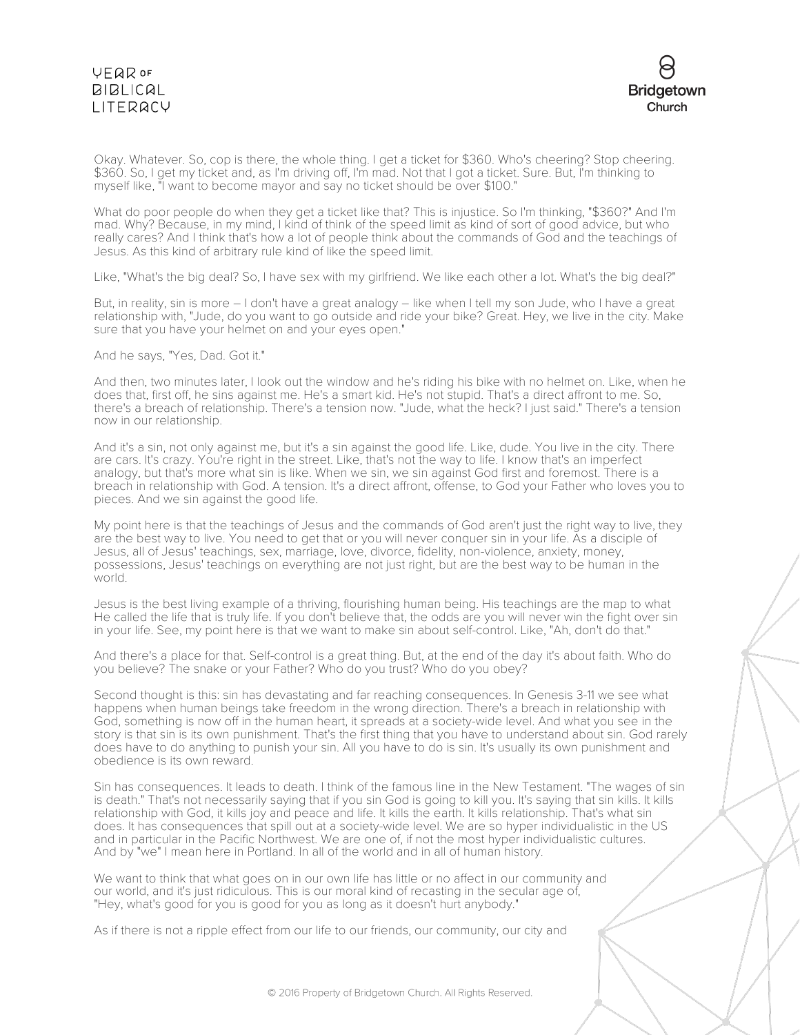Okay. Whatever. So, cop is there, the whole thing. I get a ticket for $360. Who's cheering? Stop cheering. $360. So, I get my ticket and, as I'm driving off, I'm mad. Not that I got a ticket. Sure. But, I'm thinking to myself like, "I want to become mayor and say no ticket should be over $100."

What do poor people do when they get a ticket like that? This is injustice. So I'm thinking, "$360?" And I'm mad. Why? Because, in my mind, I kind of think of the speed limit as kind of sort of good advice, but who really cares? And I think that's how a lot of people think about the commands of God and the teachings of Jesus. As this kind of arbitrary rule kind of like the speed limit.

Like, "What's the big deal? So, I have sex with my girlfriend. We like each other a lot. What's the big deal?"

But, in reality, sin is more – I don't have a great analogy – like when I tell my son Jude, who I have a great relationship with, "Jude, do you want to go outside and ride your bike? Great. Hey, we live in the city. Make sure that you have your helmet on and your eyes open."

And he says, "Yes, Dad. Got it."

And then, two minutes later, I look out the window and he's riding his bike with no helmet on. Like, when he does that, first off, he sins against me. He's a smart kid. He's not stupid. That's a direct affront to me. So, there's a breach of relationship. There's a tension now. "Jude, what the heck? I just said." There's a tension now in our relationship.

And it's a sin, not only against me, but it's a sin against the good life. Like, dude. You live in the city. There are cars. It's crazy. You're right in the street. Like, that's not the way to life. I know that's an imperfect analogy, but that's more what sin is like. When we sin, we sin against God first and foremost. There is a breach in relationship with God. A tension. It's a direct affront, offense, to God your Father who loves you to pieces. And we sin against the good life.

My point here is that the teachings of Jesus and the commands of God aren't just the right way to live, they are the best way to live. You need to get that or you will never conquer sin in your life. As a disciple of Jesus, all of Jesus' teachings, sex, marriage, love, divorce, fidelity, non-violence, anxiety, money, possessions, Jesus' teachings on everything are not just right, but are the best way to be human in the world.

Jesus is the best living example of a thriving, flourishing human being. His teachings are the map to what He called the life that is truly life. If you don't believe that, the odds are you will never win the fight over sin in your life. See, my point here is that we want to make sin about self-control. Like, "Ah, don't do that."

And there's a place for that. Self-control is a great thing. But, at the end of the day it's about faith. Who do you believe? The snake or your Father? Who do you trust? Who do you obey?

Second thought is this: sin has devastating and far reaching consequences. In Genesis 3-11 we see what happens when human beings take freedom in the wrong direction. There's a breach in relationship with God, something is now off in the human heart, it spreads at a society-wide level. And what you see in the story is that sin is its own punishment. That's the first thing that you have to understand about sin. God rarely does have to do anything to punish your sin. All you have to do is sin. It's usually its own punishment and obedience is its own reward.

Sin has consequences. It leads to death. I think of the famous line in the New Testament. "The wages of sin is death." That's not necessarily saying that if you sin God is going to kill you. It's saying that sin kills. It kills relationship with God, it kills joy and peace and life. It kills the earth. It kills relationship. That's what sin does. It has consequences that spill out at a society-wide level. We are so hyper individualistic in the US and in particular in the Pacific Northwest. We are one of, if not the most hyper individualistic cultures. And by "we" I mean here in Portland. In all of the world and in all of human history.

We want to think that what goes on in our own life has little or no affect in our community and our world, and it's just ridiculous. This is our moral kind of recasting in the secular age of, "Hey, what's good for you is good for you as long as it doesn't hurt anybody."

As if there is not a ripple effect from our life to our friends, our community, our city and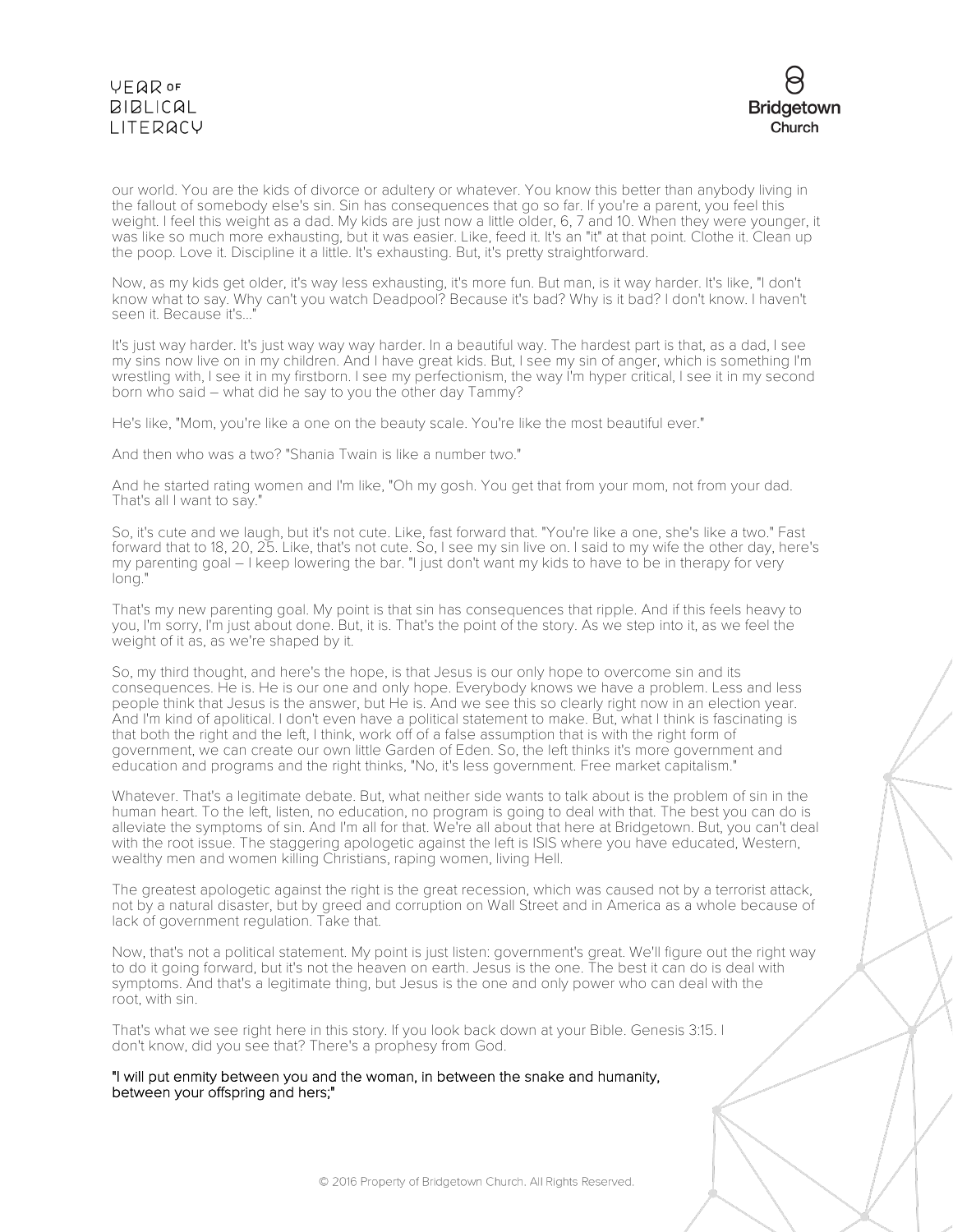our world. You are the kids of divorce or adultery or whatever. You know this better than anybody living in the fallout of somebody else's sin. Sin has consequences that go so far. If you're a parent, you feel this weight. I feel this weight as a dad. My kids are just now a little older, 6, 7 and 10. When they were younger, it was like so much more exhausting, but it was easier. Like, feed it. It's an "it" at that point. Clothe it. Clean up the poop. Love it. Discipline it a little. It's exhausting. But, it's pretty straightforward.

Now, as my kids get older, it's way less exhausting, it's more fun. But man, is it way harder. It's like, "I don't know what to say. Why can't you watch Deadpool? Because it's bad? Why is it bad? I don't know. I haven't seen it. Because it's..."

It's just way harder. It's just way way way harder. In a beautiful way. The hardest part is that, as a dad, I see my sins now live on in my children. And I have great kids. But, I see my sin of anger, which is something I'm wrestling with, I see it in my firstborn. I see my perfectionism, the way I'm hyper critical, I see it in my second born who said – what did he say to you the other day Tammy?

He's like, "Mom, you're like a one on the beauty scale. You're like the most beautiful ever."

And then who was a two? "Shania Twain is like a number two."

And he started rating women and I'm like, "Oh my gosh. You get that from your mom, not from your dad. That's all I want to say."

So, it's cute and we laugh, but it's not cute. Like, fast forward that. "You're like a one, she's like a two." Fast forward that to 18, 20, 25. Like, that's not cute. So, I see my sin live on. I said to my wife the other day, here's my parenting goal – I keep lowering the bar. "I just don't want my kids to have to be in therapy for very long."

That's my new parenting goal. My point is that sin has consequences that ripple. And if this feels heavy to you, I'm sorry, I'm just about done. But, it is. That's the point of the story. As we step into it, as we feel the weight of it as, as we're shaped by it.

So, my third thought, and here's the hope, is that Jesus is our only hope to overcome sin and its consequences. He is. He is our one and only hope. Everybody knows we have a problem. Less and less people think that Jesus is the answer, but He is. And we see this so clearly right now in an election year. And I'm kind of apolitical. I don't even have a political statement to make. But, what I think is fascinating is that both the right and the left, I think, work off of a false assumption that is with the right form of government, we can create our own little Garden of Eden. So, the left thinks it's more government and education and programs and the right thinks, "No, it's less government. Free market capitalism."

Whatever. That's a legitimate debate. But, what neither side wants to talk about is the problem of sin in the human heart. To the left, listen, no education, no program is going to deal with that. The best you can do is alleviate the symptoms of sin. And I'm all for that. We're all about that here at Bridgetown. But, you can't deal with the root issue. The staggering apologetic against the left is ISIS where you have educated, Western, wealthy men and women killing Christians, raping women, living Hell.

The greatest apologetic against the right is the great recession, which was caused not by a terrorist attack, not by a natural disaster, but by greed and corruption on Wall Street and in America as a whole because of lack of government regulation. Take that.

Now, that's not a political statement. My point is just listen: government's great. We'll figure out the right way to do it going forward, but it's not the heaven on earth. Jesus is the one. The best it can do is deal with symptoms. And that's a legitimate thing, but Jesus is the one and only power who can deal with the root, with sin.

That's what we see right here in this story. If you look back down at your Bible. Genesis 3:15. I don't know, did you see that? There's a prophesy from God.

"I will put enmity between you and the woman, in between the snake and humanity, between your offspring and hers;"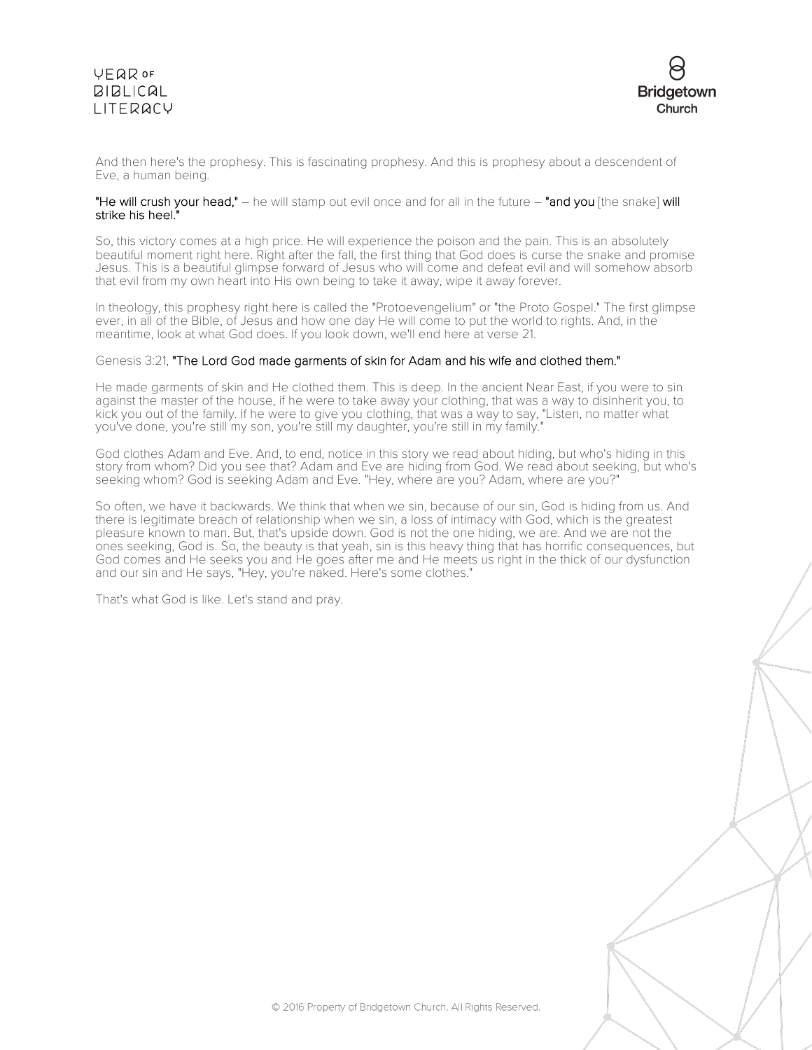And then here's the prophesy. This is fascinating prophesy. And this is prophesy about a descendent of Eve, a human being.

**"He will crush your head,"** – he will stamp out evil once and for all in the future – **"and you** [the snake] **will strike his heel."**

So, this victory comes at a high price. He will experience the poison and the pain. This is an absolutely beautiful moment right here. Right after the fall, the first thing that God does is curse the snake and promise Jesus. This is a beautiful glimpse forward of Jesus who will come and defeat evil and will somehow absorb that evil from my own heart into His own being to take it away, wipe it away forever.

In theology, this prophesy right here is called the "Protoevengelium" or "the Proto Gospel." The first glimpse ever, in all of the Bible, of Jesus and how one day He will come to put the world to rights. And, in the meantime, look at what God does. If you look down, we'll end here at verse 21.

Genesis 3:21, **"The Lord God made garments of skin for Adam and his wife and clothed them."**

He made garments of skin and He clothed them. This is deep. In the ancient Near East, if you were to sin against the master of the house, if he were to take away your clothing, that was a way to disinherit you, to kick you out of the family. If he were to give you clothing, that was a way to say, "Listen, no matter what you've done, you're still my son, you're still my daughter, you're still in my family."

God clothes Adam and Eve. And, to end, notice in this story we read about hiding, but who's hiding in this story from whom? Did you see that? Adam and Eve are hiding from God. We read about seeking, but who's seeking whom? God is seeking Adam and Eve. "Hey, where are you? Adam, where are you?"

So often, we have it backwards. We think that when we sin, because of our sin, God is hiding from us. And there is legitimate breach of relationship when we sin, a loss of intimacy with God, which is the greatest pleasure known to man. But, that's upside down. God is not the one hiding, we are. And we are not the ones seeking, God is. So, the beauty is that yeah, sin is this heavy thing that has horrific consequences, but God comes and He seeks you and He goes after me and He meets us right in the thick of our dysfunction and our sin and He says, "Hey, you're naked. Here's some clothes."

That's what God is like. Let's stand and pray.